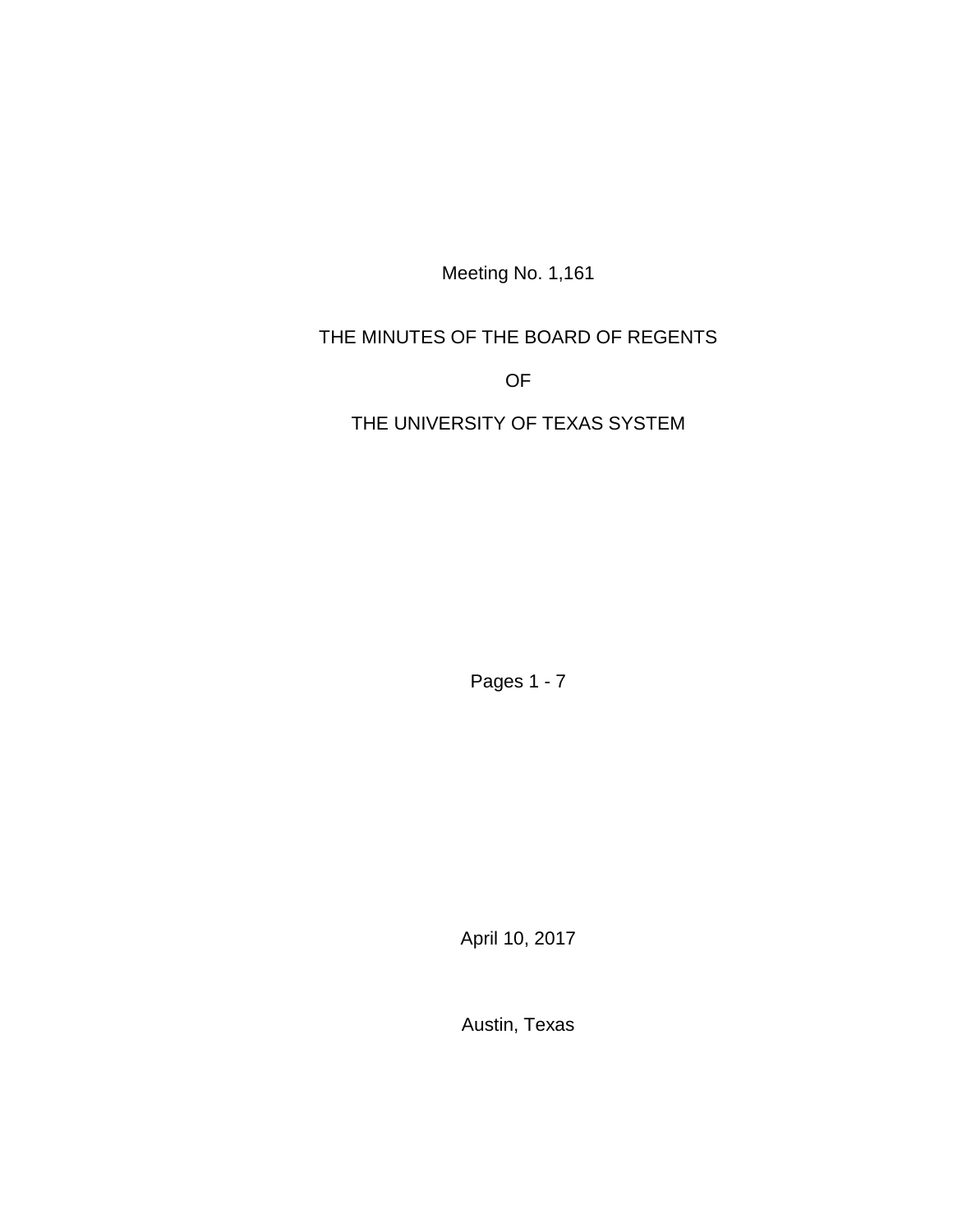Meeting No. 1,161

# THE MINUTES OF THE BOARD OF REGENTS

# OF

# THE UNIVERSITY OF TEXAS SYSTEM

Pages 1 - 7

April 10, 2017

Austin, Texas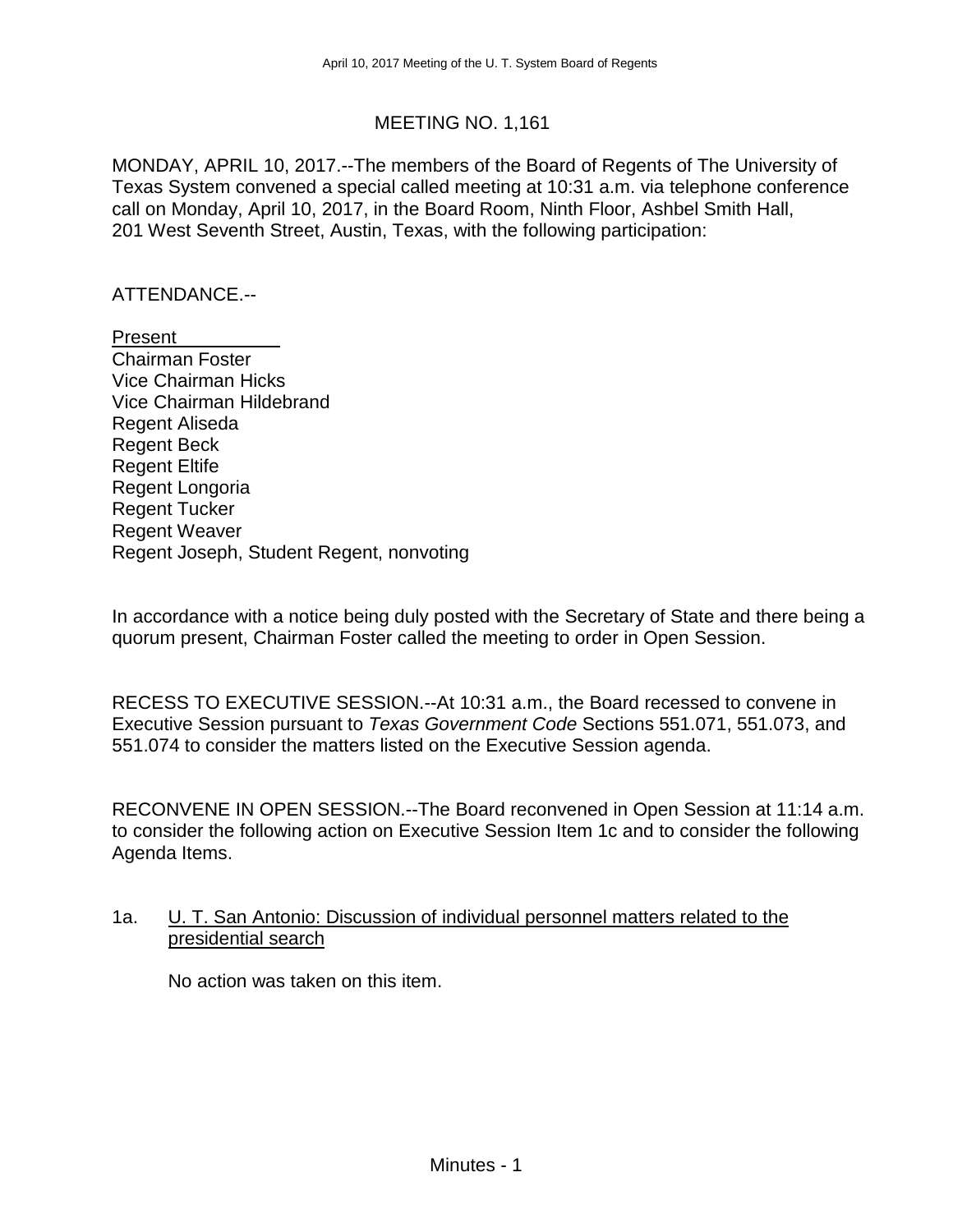MEETING NO. 1,161

MONDAY, APRIL 10, 2017.--The members of the Board of Regents of The University of Texas System convened a special called meeting at 10:31 a.m. via telephone conference call on Monday, April 10, 2017, in the Board Room, Ninth Floor, Ashbel Smith Hall, 201 West Seventh Street, Austin, Texas, with the following participation:

ATTENDANCE.--

Present
Chairman Foster
Vice Chairman Hicks
Vice Chairman Hildebrand
Regent Aliseda
Regent Beck
Regent Eltife
Regent Longoria
Regent Tucker
Regent Weaver
Regent Joseph, Student Regent, nonvoting

In accordance with a notice being duly posted with the Secretary of State and there being a quorum present, Chairman Foster called the meeting to order in Open Session.

RECESS TO EXECUTIVE SESSION.--At 10:31 a.m., the Board recessed to convene in Executive Session pursuant to *Texas Government Code* Sections 551.071, 551.073, and 551.074 to consider the matters listed on the Executive Session agenda.

RECONVENE IN OPEN SESSION.--The Board reconvened in Open Session at 11:14 a.m. to consider the following action on Executive Session Item 1c and to consider the following Agenda Items.

1a. U. T. San Antonio: Discussion of individual personnel matters related to the presidential search

No action was taken on this item.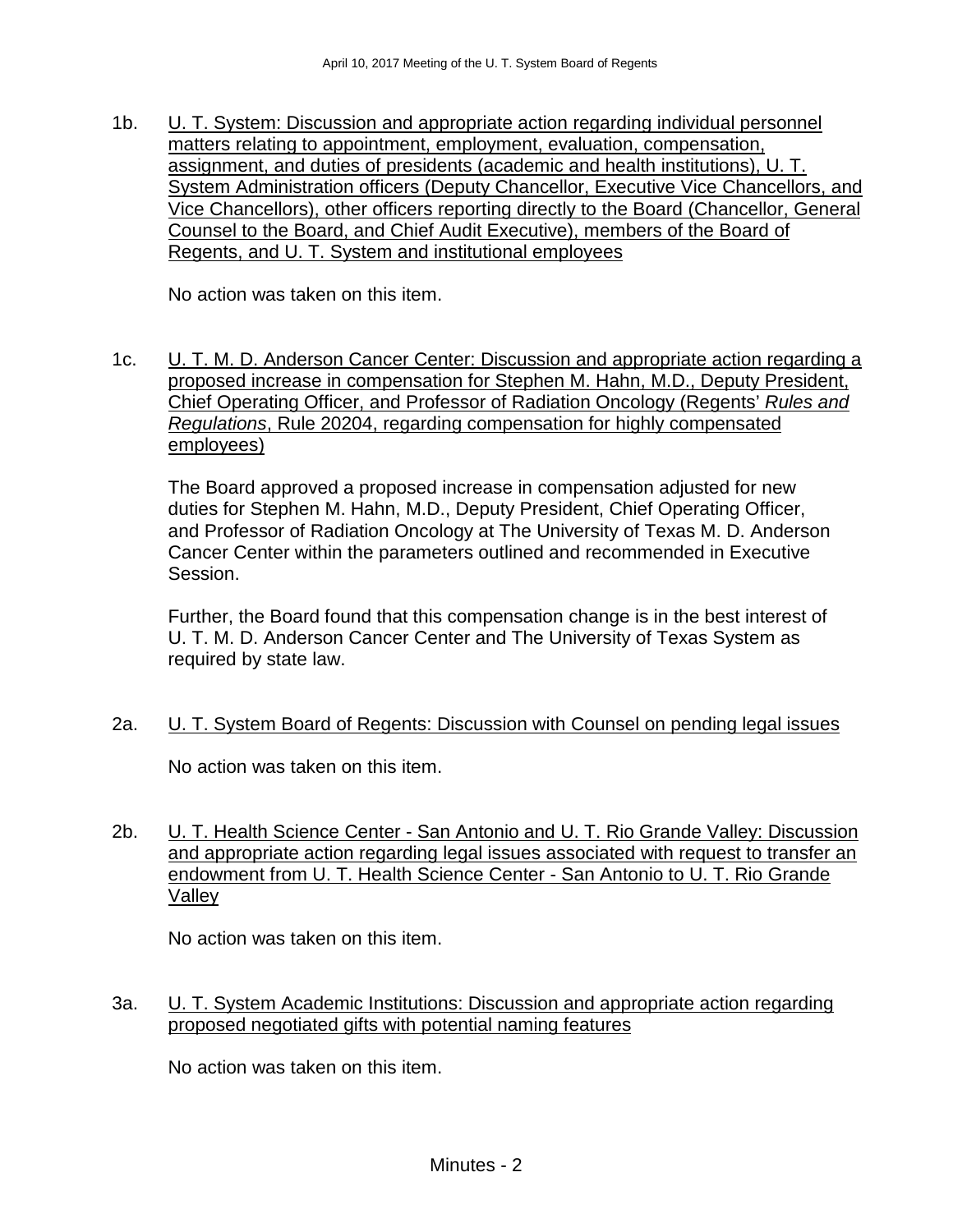1b. U. T. System: Discussion and appropriate action regarding individual personnel matters relating to appointment, employment, evaluation, compensation, assignment, and duties of presidents (academic and health institutions), U. T. System Administration officers (Deputy Chancellor, Executive Vice Chancellors, and Vice Chancellors), other officers reporting directly to the Board (Chancellor, General Counsel to the Board, and Chief Audit Executive), members of the Board of Regents, and U. T. System and institutional employees

No action was taken on this item.

1c. U. T. M. D. Anderson Cancer Center: Discussion and appropriate action regarding a proposed increase in compensation for Stephen M. Hahn, M.D., Deputy President, Chief Operating Officer, and Professor of Radiation Oncology (Regents' *Rules and Regulations*, Rule 20204, regarding compensation for highly compensated employees)

The Board approved a proposed increase in compensation adjusted for new duties for Stephen M. Hahn, M.D., Deputy President, Chief Operating Officer, and Professor of Radiation Oncology at The University of Texas M. D. Anderson Cancer Center within the parameters outlined and recommended in Executive Session.

Further, the Board found that this compensation change is in the best interest of U. T. M. D. Anderson Cancer Center and The University of Texas System as required by state law.

2a. U. T. System Board of Regents: Discussion with Counsel on pending legal issues

No action was taken on this item.

2b. U. T. Health Science Center - San Antonio and U. T. Rio Grande Valley: Discussion and appropriate action regarding legal issues associated with request to transfer an endowment from U. T. Health Science Center - San Antonio to U. T. Rio Grande Valley

No action was taken on this item.

3a. U. T. System Academic Institutions: Discussion and appropriate action regarding proposed negotiated gifts with potential naming features

No action was taken on this item.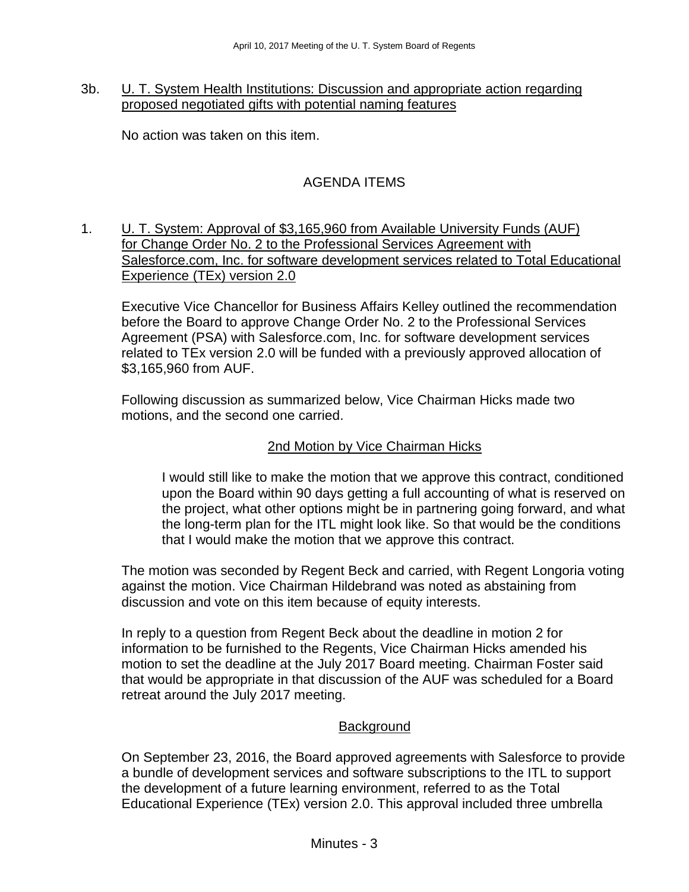3b. U. T. System Health Institutions: Discussion and appropriate action regarding proposed negotiated gifts with potential naming features

No action was taken on this item.

## AGENDA ITEMS

1. U. T. System: Approval of $3,165,960 from Available University Funds (AUF) for Change Order No. 2 to the Professional Services Agreement with Salesforce.com, Inc. for software development services related to Total Educational Experience (TEx) version 2.0

Executive Vice Chancellor for Business Affairs Kelley outlined the recommendation before the Board to approve Change Order No. 2 to the Professional Services Agreement (PSA) with Salesforce.com, Inc. for software development services related to TEx version 2.0 will be funded with a previously approved allocation of $3,165,960 from AUF.

Following discussion as summarized below, Vice Chairman Hicks made two motions, and the second one carried.

### 2nd Motion by Vice Chairman Hicks

> I would still like to make the motion that we approve this contract, conditioned upon the Board within 90 days getting a full accounting of what is reserved on the project, what other options might be in partnering going forward, and what the long-term plan for the ITL might look like. So that would be the conditions that I would make the motion that we approve this contract.

The motion was seconded by Regent Beck and carried, with Regent Longoria voting against the motion. Vice Chairman Hildebrand was noted as abstaining from discussion and vote on this item because of equity interests.

In reply to a question from Regent Beck about the deadline in motion 2 for information to be furnished to the Regents, Vice Chairman Hicks amended his motion to set the deadline at the July 2017 Board meeting. Chairman Foster said that would be appropriate in that discussion of the AUF was scheduled for a Board retreat around the July 2017 meeting.

### Background

On September 23, 2016, the Board approved agreements with Salesforce to provide a bundle of development services and software subscriptions to the ITL to support the development of a future learning environment, referred to as the Total Educational Experience (TEx) version 2.0. This approval included three umbrella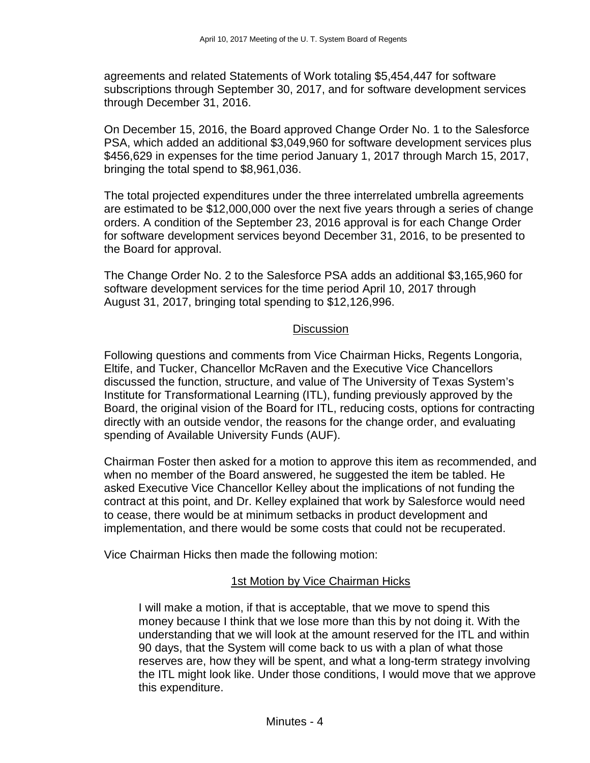agreements and related Statements of Work totaling $5,454,447 for software subscriptions through September 30, 2017, and for software development services through December 31, 2016.

On December 15, 2016, the Board approved Change Order No. 1 to the Salesforce PSA, which added an additional $3,049,960 for software development services plus $456,629 in expenses for the time period January 1, 2017 through March 15, 2017, bringing the total spend to $8,961,036.

The total projected expenditures under the three interrelated umbrella agreements are estimated to be $12,000,000 over the next five years through a series of change orders. A condition of the September 23, 2016 approval is for each Change Order for software development services beyond December 31, 2016, to be presented to the Board for approval.

The Change Order No. 2 to the Salesforce PSA adds an additional $3,165,960 for software development services for the time period April 10, 2017 through August 31, 2017, bringing total spending to $12,126,996.

## Discussion

Following questions and comments from Vice Chairman Hicks, Regents Longoria, Eltife, and Tucker, Chancellor McRaven and the Executive Vice Chancellors discussed the function, structure, and value of The University of Texas System's Institute for Transformational Learning (ITL), funding previously approved by the Board, the original vision of the Board for ITL, reducing costs, options for contracting directly with an outside vendor, the reasons for the change order, and evaluating spending of Available University Funds (AUF).

Chairman Foster then asked for a motion to approve this item as recommended, and when no member of the Board answered, he suggested the item be tabled. He asked Executive Vice Chancellor Kelley about the implications of not funding the contract at this point, and Dr. Kelley explained that work by Salesforce would need to cease, there would be at minimum setbacks in product development and implementation, and there would be some costs that could not be recuperated.

Vice Chairman Hicks then made the following motion:

## 1st Motion by Vice Chairman Hicks

> I will make a motion, if that is acceptable, that we move to spend this money because I think that we lose more than this by not doing it. With the understanding that we will look at the amount reserved for the ITL and within 90 days, that the System will come back to us with a plan of what those reserves are, how they will be spent, and what a long-term strategy involving the ITL might look like. Under those conditions, I would move that we approve this expenditure.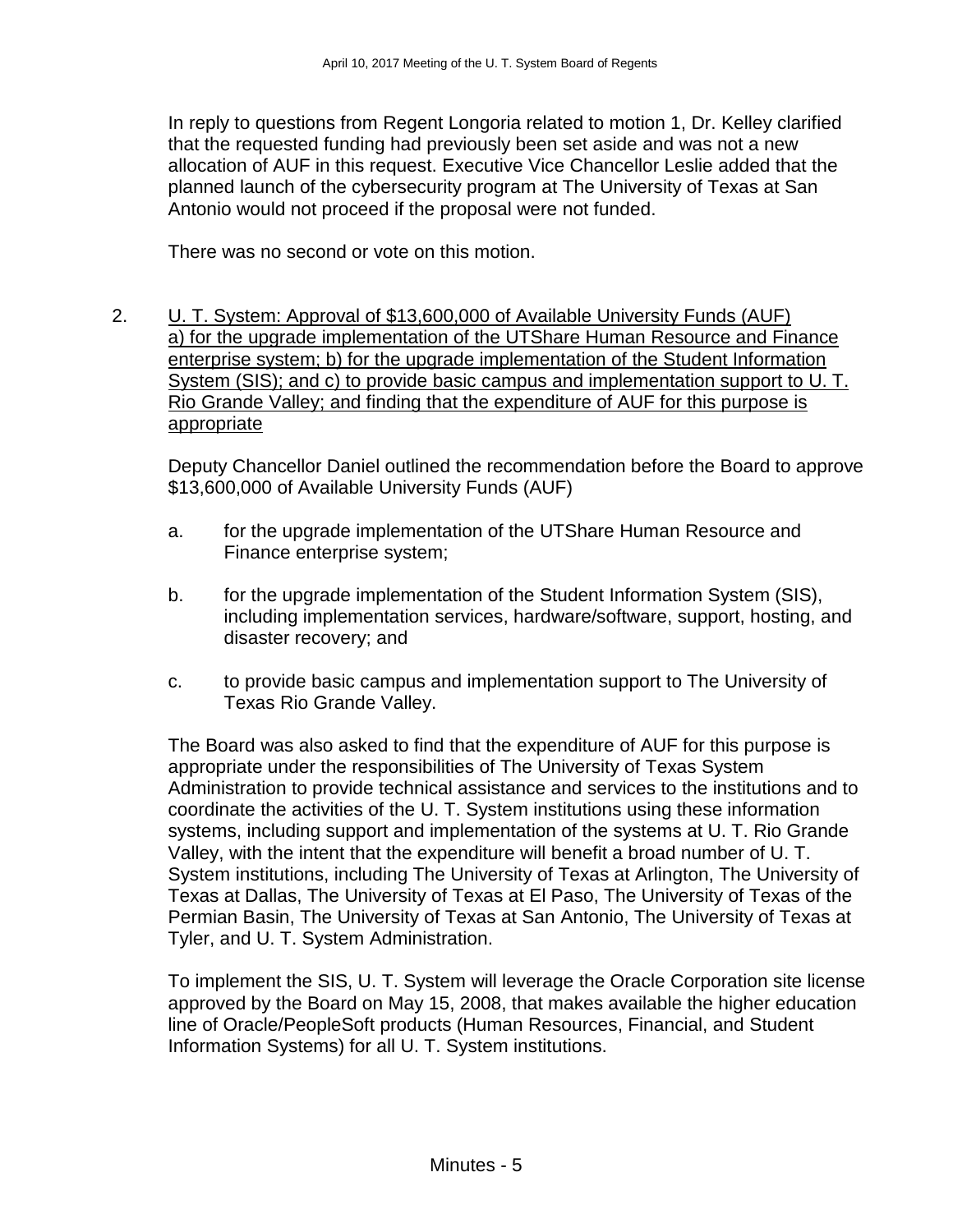In reply to questions from Regent Longoria related to motion 1, Dr. Kelley clarified that the requested funding had previously been set aside and was not a new allocation of AUF in this request. Executive Vice Chancellor Leslie added that the planned launch of the cybersecurity program at The University of Texas at San Antonio would not proceed if the proposal were not funded.

There was no second or vote on this motion.

2. U. T. System: Approval of $13,600,000 of Available University Funds (AUF) a) for the upgrade implementation of the UTShare Human Resource and Finance enterprise system; b) for the upgrade implementation of the Student Information System (SIS); and c) to provide basic campus and implementation support to U. T. Rio Grande Valley; and finding that the expenditure of AUF for this purpose is appropriate

Deputy Chancellor Daniel outlined the recommendation before the Board to approve $13,600,000 of Available University Funds (AUF)

a. for the upgrade implementation of the UTShare Human Resource and Finance enterprise system;

b. for the upgrade implementation of the Student Information System (SIS), including implementation services, hardware/software, support, hosting, and disaster recovery; and

c. to provide basic campus and implementation support to The University of Texas Rio Grande Valley.

The Board was also asked to find that the expenditure of AUF for this purpose is appropriate under the responsibilities of The University of Texas System Administration to provide technical assistance and services to the institutions and to coordinate the activities of the U. T. System institutions using these information systems, including support and implementation of the systems at U. T. Rio Grande Valley, with the intent that the expenditure will benefit a broad number of U. T. System institutions, including The University of Texas at Arlington, The University of Texas at Dallas, The University of Texas at El Paso, The University of Texas of the Permian Basin, The University of Texas at San Antonio, The University of Texas at Tyler, and U. T. System Administration.

To implement the SIS, U. T. System will leverage the Oracle Corporation site license approved by the Board on May 15, 2008, that makes available the higher education line of Oracle/PeopleSoft products (Human Resources, Financial, and Student Information Systems) for all U. T. System institutions.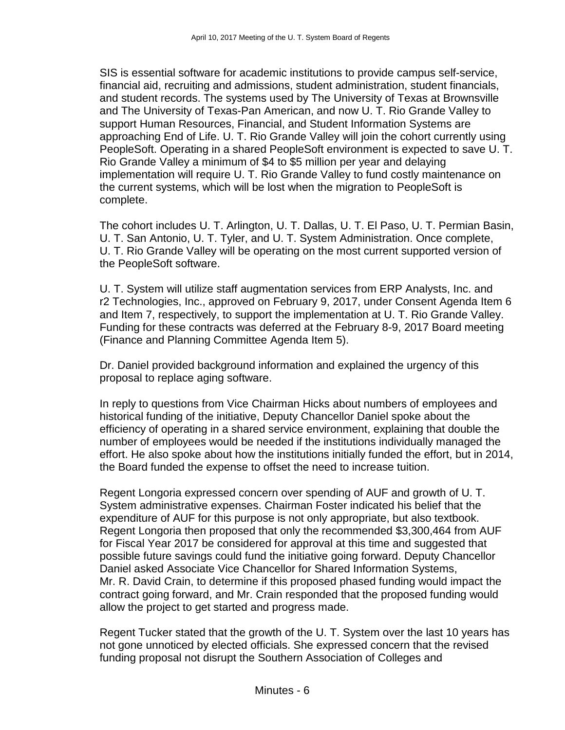SIS is essential software for academic institutions to provide campus self-service, financial aid, recruiting and admissions, student administration, student financials, and student records. The systems used by The University of Texas at Brownsville and The University of Texas-Pan American, and now U. T. Rio Grande Valley to support Human Resources, Financial, and Student Information Systems are approaching End of Life. U. T. Rio Grande Valley will join the cohort currently using PeopleSoft. Operating in a shared PeopleSoft environment is expected to save U. T. Rio Grande Valley a minimum of $4 to $5 million per year and delaying implementation will require U. T. Rio Grande Valley to fund costly maintenance on the current systems, which will be lost when the migration to PeopleSoft is complete.

The cohort includes U. T. Arlington, U. T. Dallas, U. T. El Paso, U. T. Permian Basin, U. T. San Antonio, U. T. Tyler, and U. T. System Administration. Once complete, U. T. Rio Grande Valley will be operating on the most current supported version of the PeopleSoft software.

U. T. System will utilize staff augmentation services from ERP Analysts, Inc. and r2 Technologies, Inc., approved on February 9, 2017, under Consent Agenda Item 6 and Item 7, respectively, to support the implementation at U. T. Rio Grande Valley. Funding for these contracts was deferred at the February 8-9, 2017 Board meeting (Finance and Planning Committee Agenda Item 5).

Dr. Daniel provided background information and explained the urgency of this proposal to replace aging software.

In reply to questions from Vice Chairman Hicks about numbers of employees and historical funding of the initiative, Deputy Chancellor Daniel spoke about the efficiency of operating in a shared service environment, explaining that double the number of employees would be needed if the institutions individually managed the effort. He also spoke about how the institutions initially funded the effort, but in 2014, the Board funded the expense to offset the need to increase tuition.

Regent Longoria expressed concern over spending of AUF and growth of U. T. System administrative expenses. Chairman Foster indicated his belief that the expenditure of AUF for this purpose is not only appropriate, but also textbook. Regent Longoria then proposed that only the recommended $3,300,464 from AUF for Fiscal Year 2017 be considered for approval at this time and suggested that possible future savings could fund the initiative going forward. Deputy Chancellor Daniel asked Associate Vice Chancellor for Shared Information Systems, Mr. R. David Crain, to determine if this proposed phased funding would impact the contract going forward, and Mr. Crain responded that the proposed funding would allow the project to get started and progress made.

Regent Tucker stated that the growth of the U. T. System over the last 10 years has not gone unnoticed by elected officials. She expressed concern that the revised funding proposal not disrupt the Southern Association of Colleges and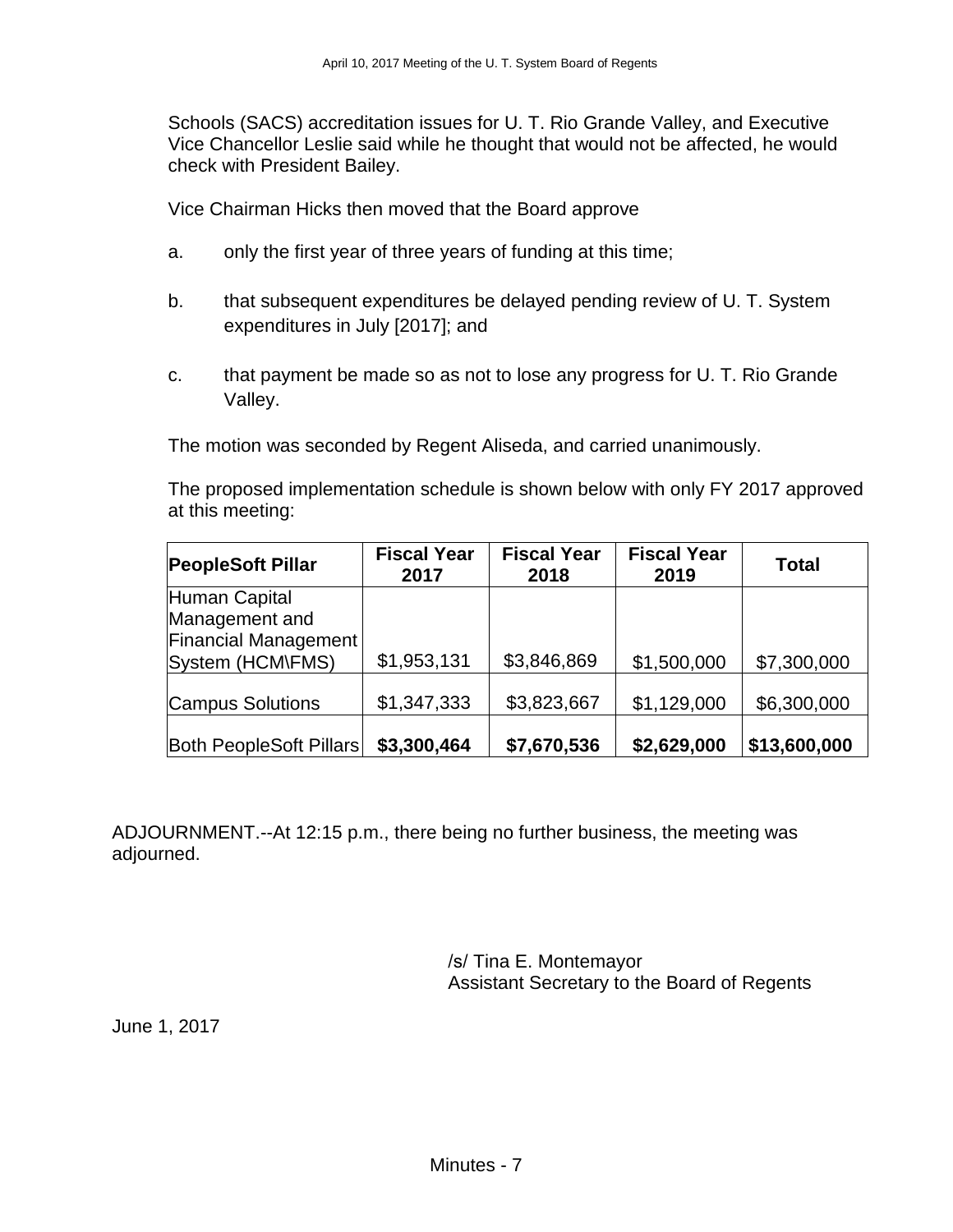Schools (SACS) accreditation issues for U. T. Rio Grande Valley, and Executive Vice Chancellor Leslie said while he thought that would not be affected, he would check with President Bailey.

Vice Chairman Hicks then moved that the Board approve

a. only the first year of three years of funding at this time;

b. that subsequent expenditures be delayed pending review of U. T. System expenditures in July [2017]; and

c. that payment be made so as not to lose any progress for U. T. Rio Grande Valley.

The motion was seconded by Regent Aliseda, and carried unanimously.

The proposed implementation schedule is shown below with only FY 2017 approved at this meeting:

| PeopleSoft Pillar | Fiscal Year 2017 | Fiscal Year 2018 | Fiscal Year 2019 | Total |
|---|---|---|---|---|
| Human Capital Management and Financial Management System (HCM\FMS) | $1,953,131 | $3,846,869 | $1,500,000 | $7,300,000 |
| Campus Solutions | $1,347,333 | $3,823,667 | $1,129,000 | $6,300,000 |
| Both PeopleSoft Pillars | **$3,300,464** | **$7,670,536** | **$2,629,000** | **$13,600,000** |

ADJOURNMENT.--At 12:15 p.m., there being no further business, the meeting was adjourned.

/s/ Tina E. Montemayor
Assistant Secretary to the Board of Regents

June 1, 2017